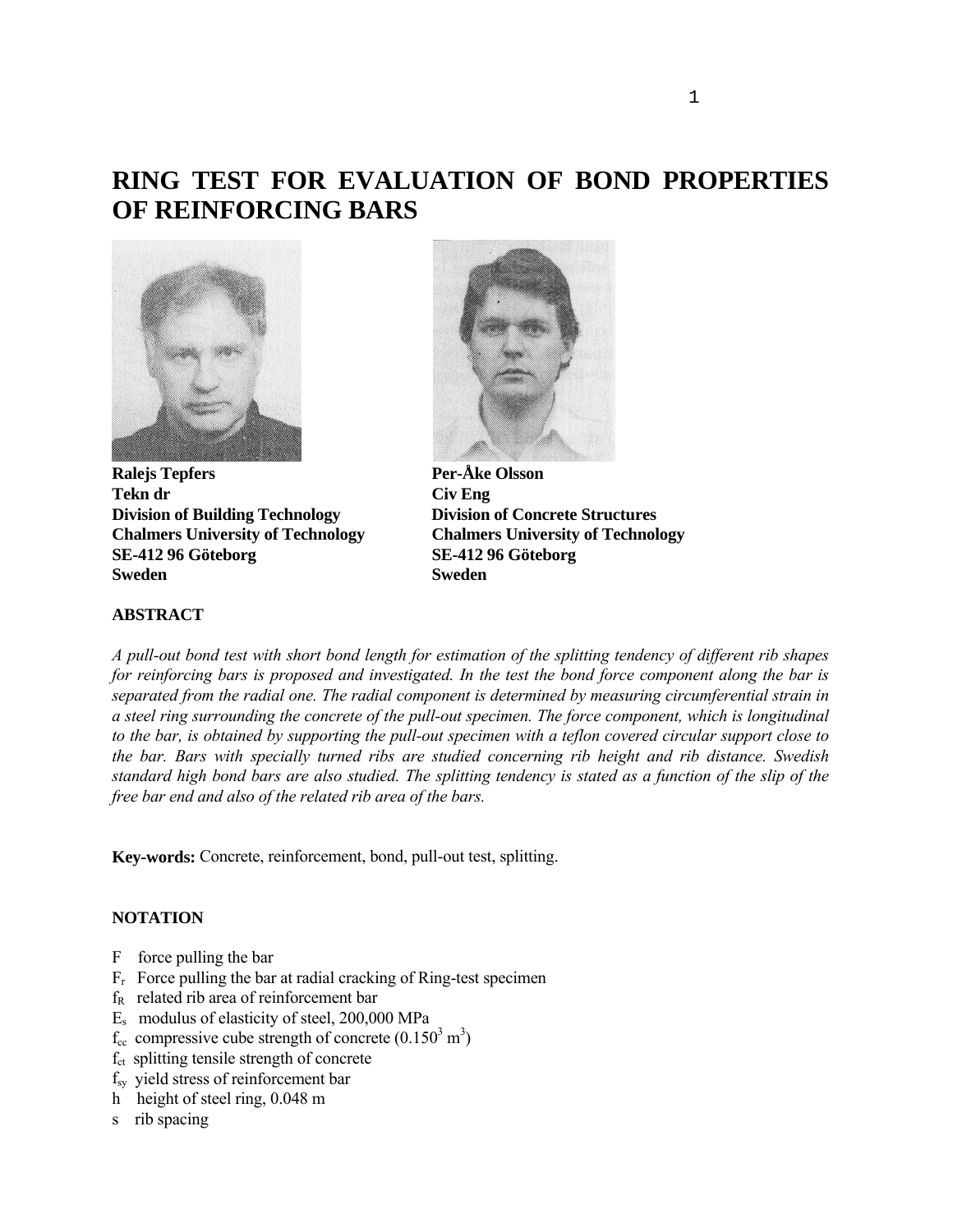# RING TEST FOR EVALUATION OF BOND PROPERTIES OF REINFORCING BARS

**Ralejs Tepfers**
**Tekn dr**
**Division of Building Technology**
**Chalmers University of Technology**
**SE-412 96 Göteborg**
**Sweden**

**Per-Åke Olsson**
**Civ Eng**
**Division of Concrete Structures**
**Chalmers University of Technology**
**SE-412 96 Göteborg**
**Sweden**

## ABSTRACT

*A pull-out bond test with short bond length for estimation of the splitting tendency of different rib shapes for reinforcing bars is proposed and investigated. In the test the bond force component along the bar is separated from the radial one. The radial component is determined by measuring circumferential strain in a steel ring surrounding the concrete of the pull-out specimen. The force component, which is longitudinal to the bar, is obtained by supporting the pull-out specimen with a teflon covered circular support close to the bar. Bars with specially turned ribs are studied concerning rib height and rib distance. Swedish standard high bond bars are also studied. The splitting tendency is stated as a function of the slip of the free bar end and also of the related rib area of the bars.*

**Key-words:** Concrete, reinforcement, bond, pull-out test, splitting.

## NOTATION

- $F$ force pulling the bar
- $F_r$ Force pulling the bar at radial cracking of Ring-test specimen
- $f_R$ related rib area of reinforcement bar
- $E_s$ modulus of elasticity of steel, 200,000 MPa
- $f_{cc}$ compressive cube strength of concrete ($0.150^3$ $m^3$)
- $f_{ct}$ splitting tensile strength of concrete
- $f_{sy}$ yield stress of reinforcement bar
- $h$ height of steel ring, 0.048 m
- $s$ rib spacing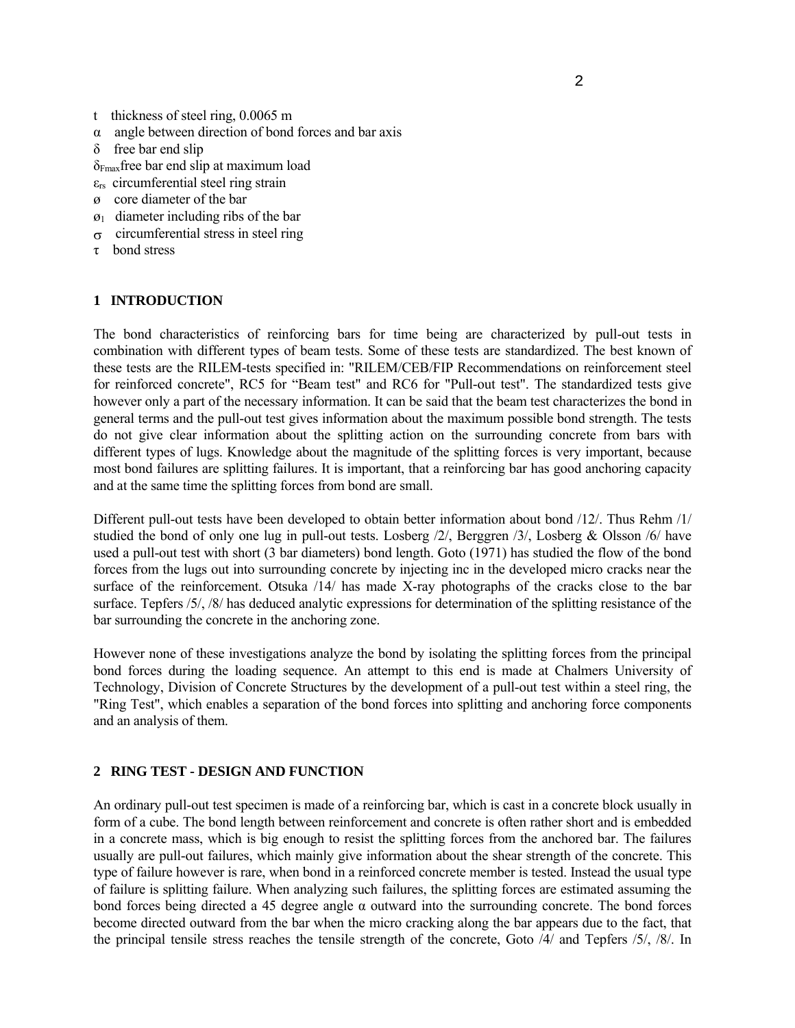$t$ thickness of steel ring, 0.0065 m
$\alpha$ angle between direction of bond forces and bar axis
$\delta$ free bar end slip
$\delta_{Fmax}$ free bar end slip at maximum load
$\varepsilon_{rs}$ circumferential steel ring strain
$\varnothing$ core diameter of the bar
$\varnothing_1$ diameter including ribs of the bar
$\sigma$ circumferential stress in steel ring
$\tau$ bond stress

## 1 INTRODUCTION

The bond characteristics of reinforcing bars for time being are characterized by pull-out tests in combination with different types of beam tests. Some of these tests are standardized. The best known of these tests are the RILEM-tests specified in: "RILEM/CEB/FIP Recommendations on reinforcement steel for reinforced concrete", RC5 for "Beam test" and RC6 for "Pull-out test". The standardized tests give however only a part of the necessary information. It can be said that the beam test characterizes the bond in general terms and the pull-out test gives information about the maximum possible bond strength. The tests do not give clear information about the splitting action on the surrounding concrete from bars with different types of lugs. Knowledge about the magnitude of the splitting forces is very important, because most bond failures are splitting failures. It is important, that a reinforcing bar has good anchoring capacity and at the same time the splitting forces from bond are small.

Different pull-out tests have been developed to obtain better information about bond /12/. Thus Rehm /1/ studied the bond of only one lug in pull-out tests. Losberg /2/, Berggren /3/, Losberg & Olsson /6/ have used a pull-out test with short (3 bar diameters) bond length. Goto (1971) has studied the flow of the bond forces from the lugs out into surrounding concrete by injecting inc in the developed micro cracks near the surface of the reinforcement. Otsuka /14/ has made X-ray photographs of the cracks close to the bar surface. Tepfers /5/, /8/ has deduced analytic expressions for determination of the splitting resistance of the bar surrounding the concrete in the anchoring zone.

However none of these investigations analyze the bond by isolating the splitting forces from the principal bond forces during the loading sequence. An attempt to this end is made at Chalmers University of Technology, Division of Concrete Structures by the development of a pull-out test within a steel ring, the "Ring Test", which enables a separation of the bond forces into splitting and anchoring force components and an analysis of them.

## 2 RING TEST - DESIGN AND FUNCTION

An ordinary pull-out test specimen is made of a reinforcing bar, which is cast in a concrete block usually in form of a cube. The bond length between reinforcement and concrete is often rather short and is embedded in a concrete mass, which is big enough to resist the splitting forces from the anchored bar. The failures usually are pull-out failures, which mainly give information about the shear strength of the concrete. This type of failure however is rare, when bond in a reinforced concrete member is tested. Instead the usual type of failure is splitting failure. When analyzing such failures, the splitting forces are estimated assuming the bond forces being directed a 45 degree angle $\alpha$ outward into the surrounding concrete. The bond forces become directed outward from the bar when the micro cracking along the bar appears due to the fact, that the principal tensile stress reaches the tensile strength of the concrete, Goto /4/ and Tepfers /5/, /8/. In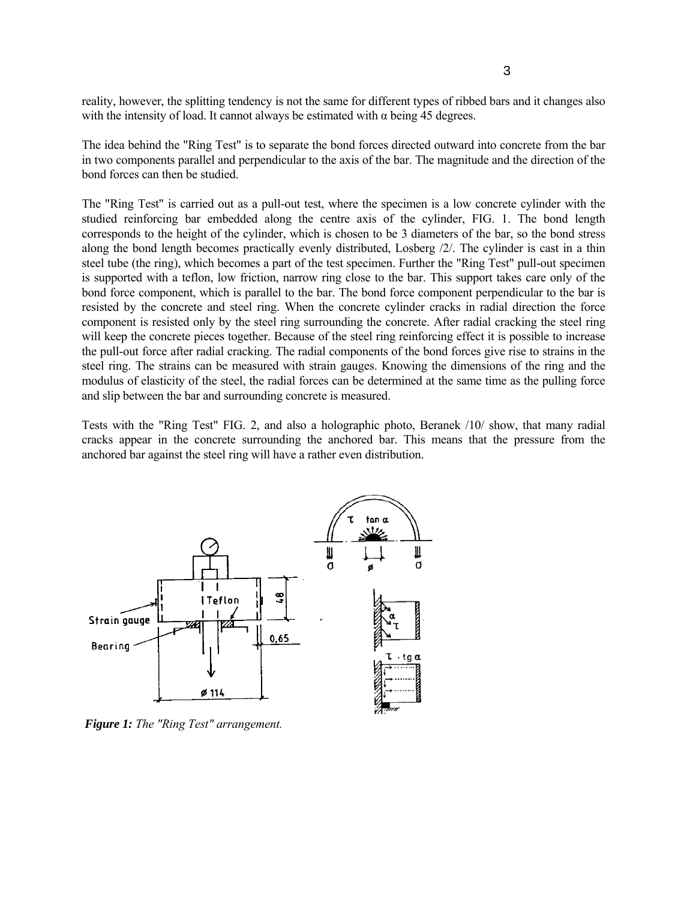reality, however, the splitting tendency is not the same for different types of ribbed bars and it changes also with the intensity of load. It cannot always be estimated with α being 45 degrees.

The idea behind the "Ring Test" is to separate the bond forces directed outward into concrete from the bar in two components parallel and perpendicular to the axis of the bar. The magnitude and the direction of the bond forces can then be studied.

The "Ring Test" is carried out as a pull-out test, where the specimen is a low concrete cylinder with the studied reinforcing bar embedded along the centre axis of the cylinder, FIG. 1. The bond length corresponds to the height of the cylinder, which is chosen to be 3 diameters of the bar, so the bond stress along the bond length becomes practically evenly distributed, Losberg /2/. The cylinder is cast in a thin steel tube (the ring), which becomes a part of the test specimen. Further the "Ring Test" pull-out specimen is supported with a teflon, low friction, narrow ring close to the bar. This support takes care only of the bond force component, which is parallel to the bar. The bond force component perpendicular to the bar is resisted by the concrete and steel ring. When the concrete cylinder cracks in radial direction the force component is resisted only by the steel ring surrounding the concrete. After radial cracking the steel ring will keep the concrete pieces together. Because of the steel ring reinforcing effect it is possible to increase the pull-out force after radial cracking. The radial components of the bond forces give rise to strains in the steel ring. The strains can be measured with strain gauges. Knowing the dimensions of the ring and the modulus of elasticity of the steel, the radial forces can be determined at the same time as the pulling force and slip between the bar and surrounding concrete is measured.

Tests with the "Ring Test" FIG. 2, and also a holographic photo, Beranek /10/ show, that many radial cracks appear in the concrete surrounding the anchored bar. This means that the pressure from the anchored bar against the steel ring will have a rather even distribution.

***Figure 1:*** *The "Ring Test" arrangement.*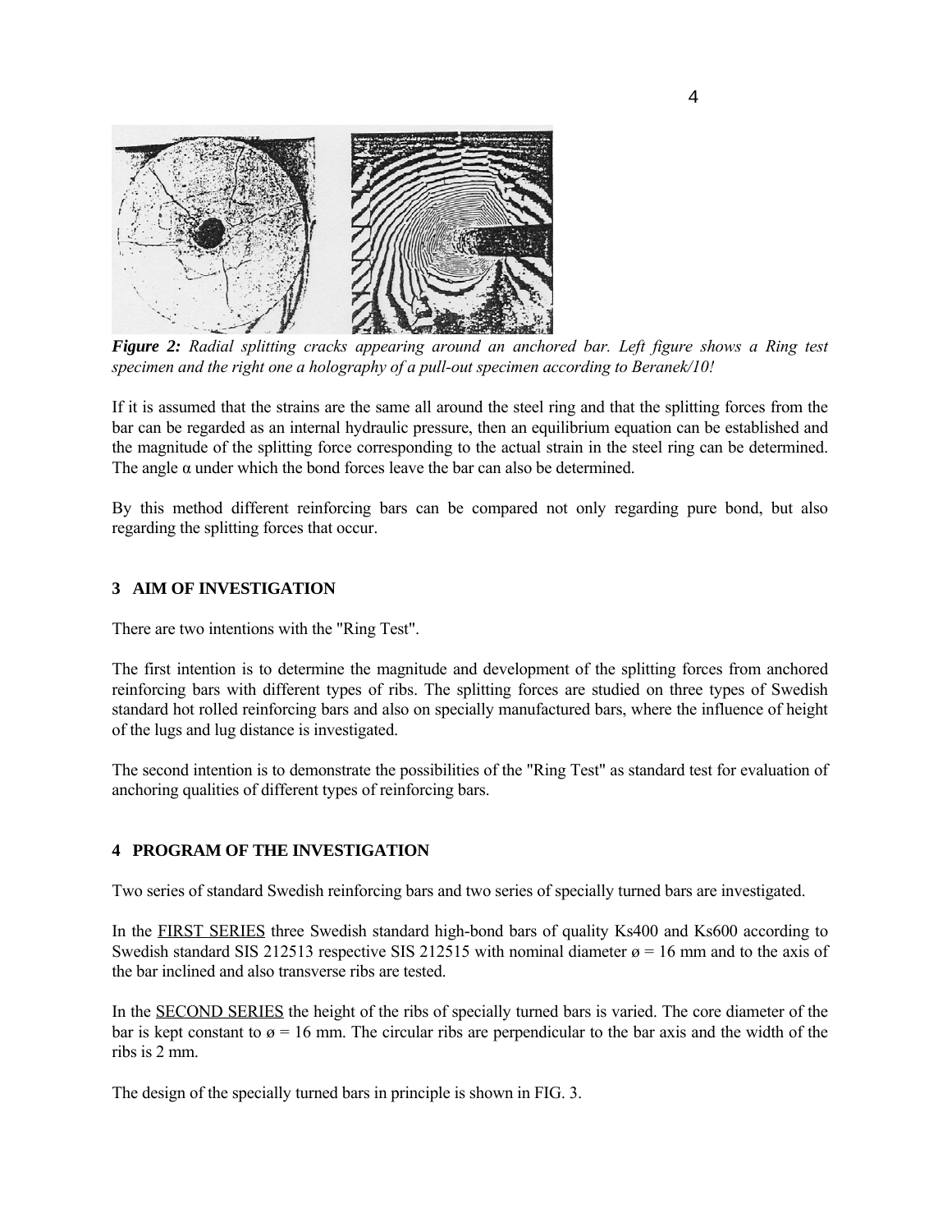*Figure 2: Radial splitting cracks appearing around an anchored bar. Left figure shows a Ring test specimen and the right one a holography of a pull-out specimen according to Beranek/10!*

If it is assumed that the strains are the same all around the steel ring and that the splitting forces from the bar can be regarded as an internal hydraulic pressure, then an equilibrium equation can be established and the magnitude of the splitting force corresponding to the actual strain in the steel ring can be determined. The angle $\alpha$ under which the bond forces leave the bar can also be determined.

By this method different reinforcing bars can be compared not only regarding pure bond, but also regarding the splitting forces that occur.

## 3 AIM OF INVESTIGATION

There are two intentions with the "Ring Test".

The first intention is to determine the magnitude and development of the splitting forces from anchored reinforcing bars with different types of ribs. The splitting forces are studied on three types of Swedish standard hot rolled reinforcing bars and also on specially manufactured bars, where the influence of height of the lugs and lug distance is investigated.

The second intention is to demonstrate the possibilities of the "Ring Test" as standard test for evaluation of anchoring qualities of different types of reinforcing bars.

## 4 PROGRAM OF THE INVESTIGATION

Two series of standard Swedish reinforcing bars and two series of specially turned bars are investigated.

In the FIRST SERIES three Swedish standard high-bond bars of quality Ks400 and Ks600 according to Swedish standard SIS 212513 respective SIS 212515 with nominal diameter ø = 16 mm and to the axis of the bar inclined and also transverse ribs are tested.

In the SECOND SERIES the height of the ribs of specially turned bars is varied. The core diameter of the bar is kept constant to ø = 16 mm. The circular ribs are perpendicular to the bar axis and the width of the ribs is 2 mm.

The design of the specially turned bars in principle is shown in FIG. 3.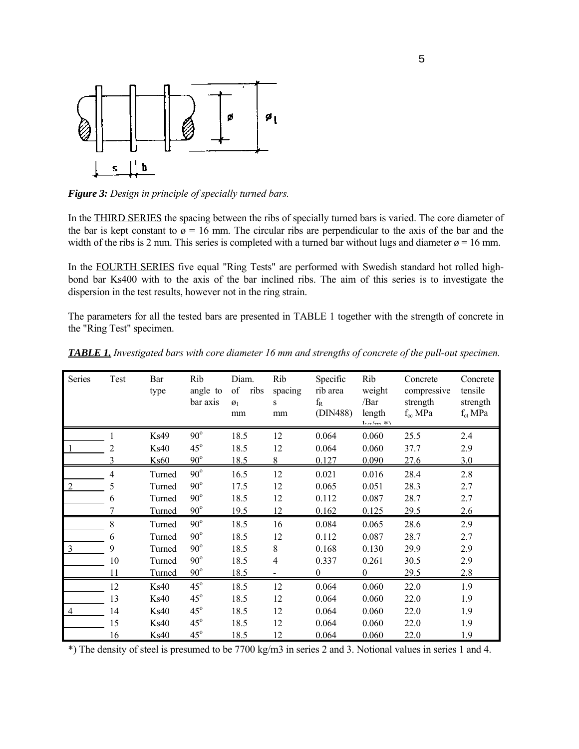*Figure 3: Design in principle of specially turned bars.*

In the THIRD SERIES the spacing between the ribs of specially turned bars is varied. The core diameter of the bar is kept constant to ø = 16 mm. The circular ribs are perpendicular to the axis of the bar and the width of the ribs is 2 mm. This series is completed with a turned bar without lugs and diameter ø = 16 mm.

In the FOURTH SERIES five equal "Ring Tests" are performed with Swedish standard hot rolled high-bond bar Ks400 with to the axis of the bar inclined ribs. The aim of this series is to investigate the dispersion in the test results, however not in the ring strain.

The parameters for all the tested bars are presented in TABLE 1 together with the strength of concrete in the "Ring Test" specimen.

***TABLE 1.*** *Investigated bars with core diameter 16 mm and strengths of concrete of the pull-out specimen.*

| Series | Test | Bar type | Rib angle to bar axis | Diam. of ribs $ø_1$ mm | Rib spacing s mm | Specific rib area $f_R$ (DIN488) | Rib weight /Bar length kg/m *) | Concrete compressive strength $f_{cc}$ MPa | Concrete tensile strength $f_{ct}$ MPa |
|---|---|---|---|---|---|---|---|---|---|
| | 1 | Ks49 | 90° | 18.5 | 12 | 0.064 | 0.060 | 25.5 | 2.4 |
| 1 | 2 | Ks40 | 45° | 18.5 | 12 | 0.064 | 0.060 | 37.7 | 2.9 |
| | 3 | Ks60 | 90° | 18.5 | 8 | 0.127 | 0.090 | 27.6 | 3.0 |
| | 4 | Turned | 90° | 16.5 | 12 | 0.021 | 0.016 | 28.4 | 2.8 |
| 2 | 5 | Turned | 90° | 17.5 | 12 | 0.065 | 0.051 | 28.3 | 2.7 |
| | 6 | Turned | 90° | 18.5 | 12 | 0.112 | 0.087 | 28.7 | 2.7 |
| | 7 | Turned | 90° | 19.5 | 12 | 0.162 | 0.125 | 29.5 | 2.6 |
| | 8 | Turned | 90° | 18.5 | 16 | 0.084 | 0.065 | 28.6 | 2.9 |
| | 6 | Turned | 90° | 18.5 | 12 | 0.112 | 0.087 | 28.7 | 2.7 |
| 3 | 9 | Turned | 90° | 18.5 | 8 | 0.168 | 0.130 | 29.9 | 2.9 |
| | 10 | Turned | 90° | 18.5 | 4 | 0.337 | 0.261 | 30.5 | 2.9 |
| | 11 | Turned | 90° | 18.5 | - | 0 | 0 | 29.5 | 2.8 |
| | 12 | Ks40 | 45° | 18.5 | 12 | 0.064 | 0.060 | 22.0 | 1.9 |
| | 13 | Ks40 | 45° | 18.5 | 12 | 0.064 | 0.060 | 22.0 | 1.9 |
| 4 | 14 | Ks40 | 45° | 18.5 | 12 | 0.064 | 0.060 | 22.0 | 1.9 |
| | 15 | Ks40 | 45° | 18.5 | 12 | 0.064 | 0.060 | 22.0 | 1.9 |
| | 16 | Ks40 | 45° | 18.5 | 12 | 0.064 | 0.060 | 22.0 | 1.9 |

*) The density of steel is presumed to be 7700 kg/m3 in series 2 and 3. Notional values in series 1 and 4.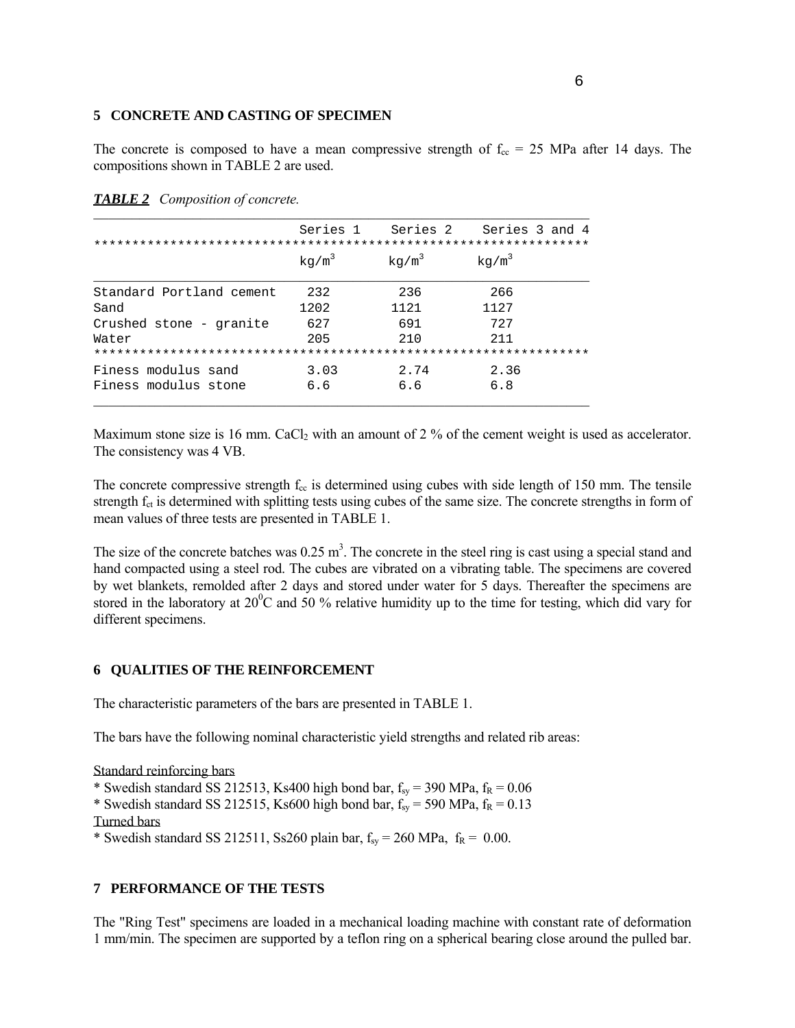## 5 CONCRETE AND CASTING OF SPECIMEN

The concrete is composed to have a mean compressive strength of $f_{cc}$ = 25 MPa after 14 days. The compositions shown in TABLE 2 are used.

***TABLE 2*** *Composition of concrete.*

| | Series 1 | Series 2 | Series 3 and 4 |
|---|---|---|---|
| | $kg/m^3$ | $kg/m^3$ | $kg/m^3$ |
| Standard Portland cement | 232 | 236 | 266 |
| Sand | 1202 | 1121 | 1127 |
| Crushed stone - granite | 627 | 691 | 727 |
| Water | 205 | 210 | 211 |
| Finess modulus sand | 3.03 | 2.74 | 2.36 |
| Finess modulus stone | 6.6 | 6.6 | 6.8 |

Maximum stone size is 16 mm. $CaCl_2$ with an amount of 2 % of the cement weight is used as accelerator. The consistency was 4 VB.

The concrete compressive strength $f_{cc}$ is determined using cubes with side length of 150 mm. The tensile strength $f_{ct}$ is determined with splitting tests using cubes of the same size. The concrete strengths in form of mean values of three tests are presented in TABLE 1.

The size of the concrete batches was 0.25 $m^3$. The concrete in the steel ring is cast using a special stand and hand compacted using a steel rod. The cubes are vibrated on a vibrating table. The specimens are covered by wet blankets, remolded after 2 days and stored under water for 5 days. Thereafter the specimens are stored in the laboratory at $20^0$C and 50 % relative humidity up to the time for testing, which did vary for different specimens.

## 6 QUALITIES OF THE REINFORCEMENT

The characteristic parameters of the bars are presented in TABLE 1.

The bars have the following nominal characteristic yield strengths and related rib areas:

Standard reinforcing bars
* Swedish standard SS 212513, Ks400 high bond bar, $f_{sy}$ = 390 MPa, $f_R$ = 0.06
* Swedish standard SS 212515, Ks600 high bond bar, $f_{sy}$ = 590 MPa, $f_R$ = 0.13

Turned bars
* Swedish standard SS 212511, Ss260 plain bar, $f_{sy}$ = 260 MPa, $f_R$ = 0.00.

## 7 PERFORMANCE OF THE TESTS

The "Ring Test" specimens are loaded in a mechanical loading machine with constant rate of deformation 1 mm/min. The specimen are supported by a teflon ring on a spherical bearing close around the pulled bar.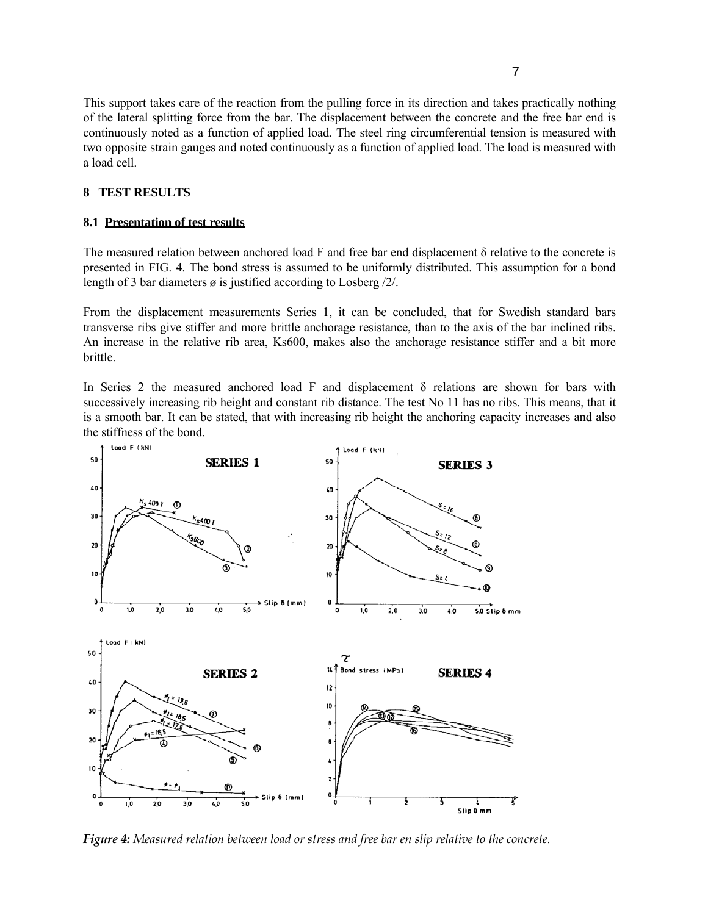This support takes care of the reaction from the pulling force in its direction and takes practically nothing of the lateral splitting force from the bar. The displacement between the concrete and the free bar end is continuously noted as a function of applied load. The steel ring circumferential tension is measured with two opposite strain gauges and noted continuously as a function of applied load. The load is measured with a load cell.

## 8 TEST RESULTS

### 8.1 Presentation of test results

The measured relation between anchored load F and free bar end displacement δ relative to the concrete is presented in FIG. 4. The bond stress is assumed to be uniformly distributed. This assumption for a bond length of 3 bar diameters ø is justified according to Losberg /2/.

From the displacement measurements Series 1, it can be concluded, that for Swedish standard bars transverse ribs give stiffer and more brittle anchorage resistance, than to the axis of the bar inclined ribs. An increase in the relative rib area, Ks600, makes also the anchorage resistance stiffer and a bit more brittle.

In Series 2 the measured anchored load F and displacement δ relations are shown for bars with successively increasing rib height and constant rib distance. The test No 11 has no ribs. This means, that it is a smooth bar. It can be stated, that with increasing rib height the anchoring capacity increases and also the stiffness of the bond.

*Figure 4: Measured relation between load or stress and free bar en slip relative to the concrete.*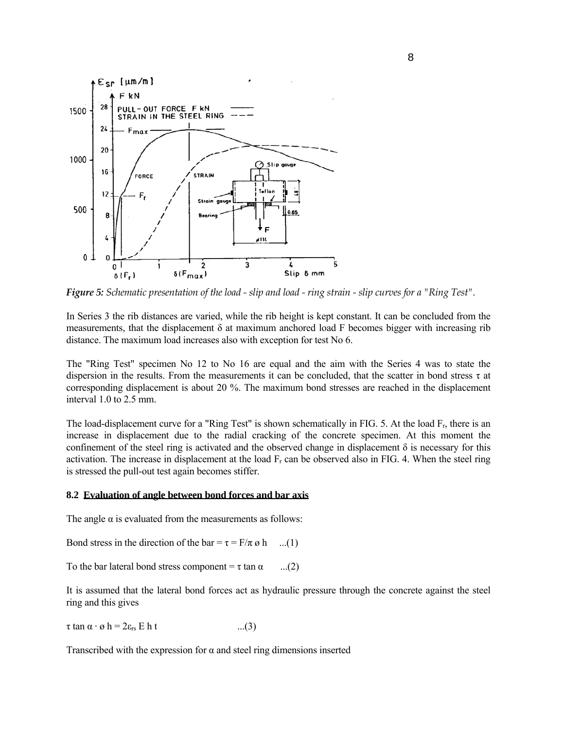*Figure 5: Schematic presentation of the load - slip and load - ring strain - slip curves for a "Ring Test".*

In Series 3 the rib distances are varied, while the rib height is kept constant. It can be concluded from the measurements, that the displacement δ at maximum anchored load F becomes bigger with increasing rib distance. The maximum load increases also with exception for test No 6.

The "Ring Test" specimen No 12 to No 16 are equal and the aim with the Series 4 was to state the dispersion in the results. From the measurements it can be concluded, that the scatter in bond stress τ at corresponding displacement is about 20 %. The maximum bond stresses are reached in the displacement interval 1.0 to 2.5 mm.

The load-displacement curve for a "Ring Test" is shown schematically in FIG. 5. At the load $F_r$, there is an increase in displacement due to the radial cracking of the concrete specimen. At this moment the confinement of the steel ring is activated and the observed change in displacement δ is necessary for this activation. The increase in displacement at the load $F_r$ can be observed also in FIG. 4. When the steel ring is stressed the pull-out test again becomes stiffer.

## 8.2 Evaluation of angle between bond forces and bar axis

The angle α is evaluated from the measurements as follows:

Bond stress in the direction of the bar = $\tau = F/\pi\, ø\, h$ ...(1)

To the bar lateral bond stress component = $\tau \tan \alpha$ ...(2)

It is assumed that the lateral bond forces act as hydraulic pressure through the concrete against the steel ring and this gives

$\tau \tan \alpha \cdot ø\, h = 2\varepsilon_{rs}\, E\, h\, t$ ...(3)

Transcribed with the expression for α and steel ring dimensions inserted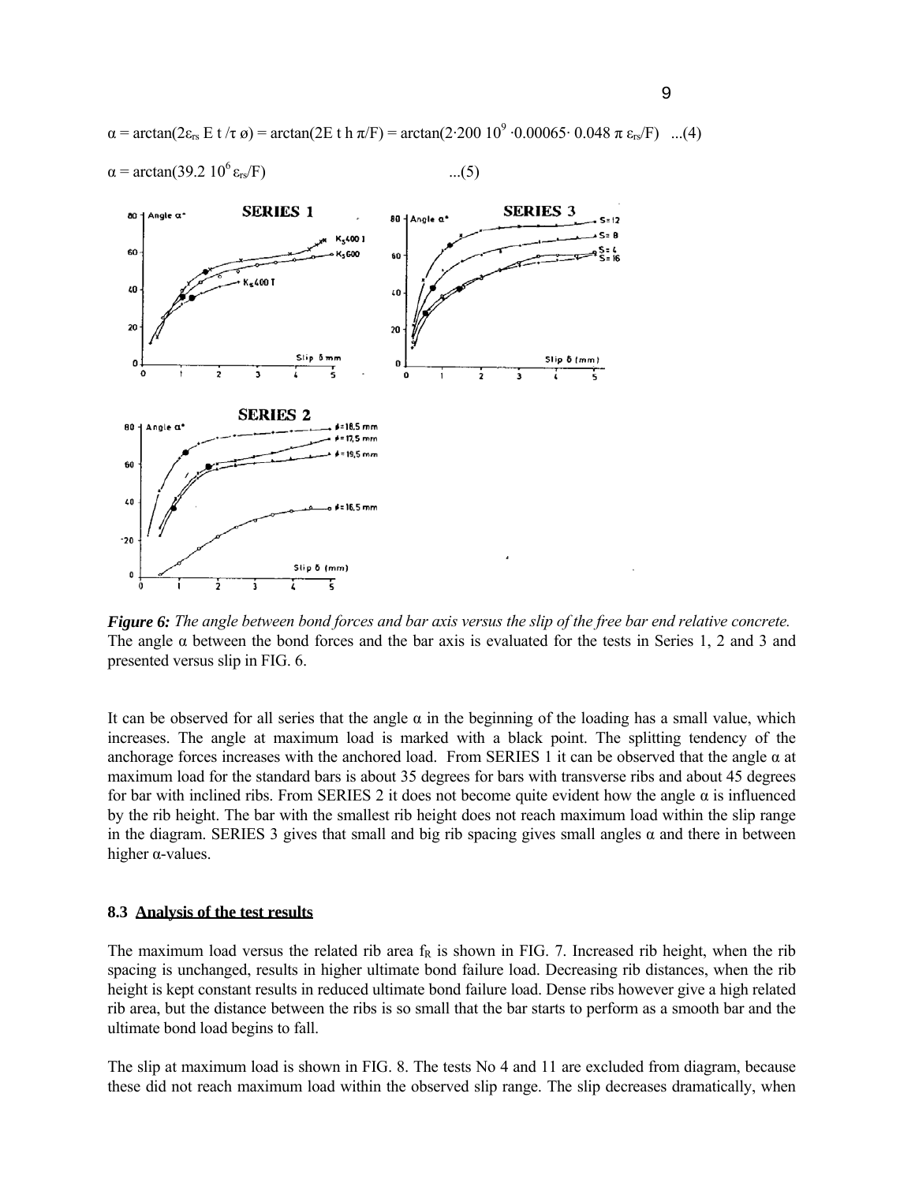$$\alpha = \arctan(2\varepsilon_{rs} E\, t / \tau\, ø) = \arctan(2E\, t\, h\, \pi/F) = \arctan(2 \cdot 200\ 10^9 \cdot 0.00065 \cdot 0.048\ \pi\ \varepsilon_{rs}/F) \quad ...(4)$$

$$\alpha = \arctan(39.2\ 10^6\ \varepsilon_{rs}/F) \quad ...(5)$$

***Figure 6:*** *The angle between bond forces and bar axis versus the slip of the free bar end relative concrete.*
The angle α between the bond forces and the bar axis is evaluated for the tests in Series 1, 2 and 3 and presented versus slip in FIG. 6.

It can be observed for all series that the angle α in the beginning of the loading has a small value, which increases. The angle at maximum load is marked with a black point. The splitting tendency of the anchorage forces increases with the anchored load. From SERIES 1 it can be observed that the angle α at maximum load for the standard bars is about 35 degrees for bars with transverse ribs and about 45 degrees for bar with inclined ribs. From SERIES 2 it does not become quite evident how the angle α is influenced by the rib height. The bar with the smallest rib height does not reach maximum load within the slip range in the diagram. SERIES 3 gives that small and big rib spacing gives small angles α and there in between higher α-values.

### 8.3 Analysis of the test results

The maximum load versus the related rib area $f_R$ is shown in FIG. 7. Increased rib height, when the rib spacing is unchanged, results in higher ultimate bond failure load. Decreasing rib distances, when the rib height is kept constant results in reduced ultimate bond failure load. Dense ribs however give a high related rib area, but the distance between the ribs is so small that the bar starts to perform as a smooth bar and the ultimate bond load begins to fall.

The slip at maximum load is shown in FIG. 8. The tests No 4 and 11 are excluded from diagram, because these did not reach maximum load within the observed slip range. The slip decreases dramatically, when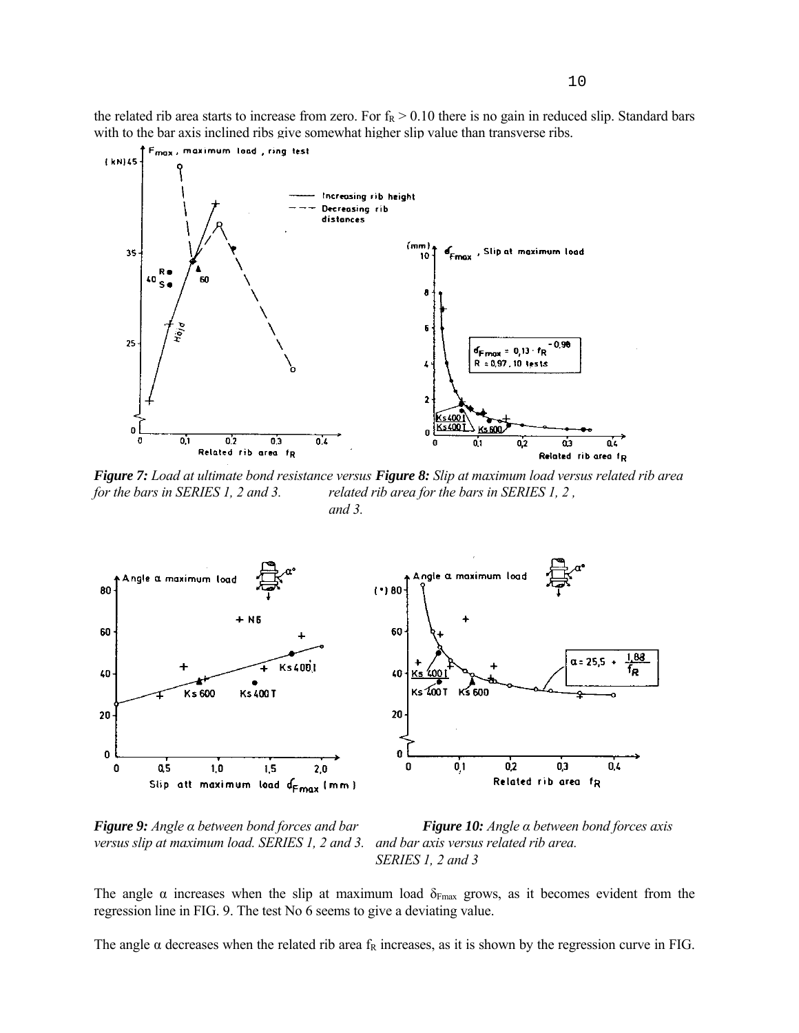the related rib area starts to increase from zero. For $f_R > 0.10$ there is no gain in reduced slip. Standard bars with to the bar axis inclined ribs give somewhat higher slip value than transverse ribs.

***Figure 7:*** *Load at ultimate bond resistance versus related rib area for the bars in SERIES 1, 2 and 3.*

***Figure 8:*** *Slip at maximum load versus related rib area for the bars in SERIES 1, 2, and 3.*

***Figure 9:*** *Angle α between bond forces and bar versus slip at maximum load. SERIES 1, 2 and 3.*

***Figure 10:*** *Angle α between bond forces axis and bar axis versus related rib area. SERIES 1, 2 and 3*

The angle α increases when the slip at maximum load $\delta_{Fmax}$ grows, as it becomes evident from the regression line in FIG. 9. The test No 6 seems to give a deviating value.

The angle α decreases when the related rib area $f_R$ increases, as it is shown by the regression curve in FIG.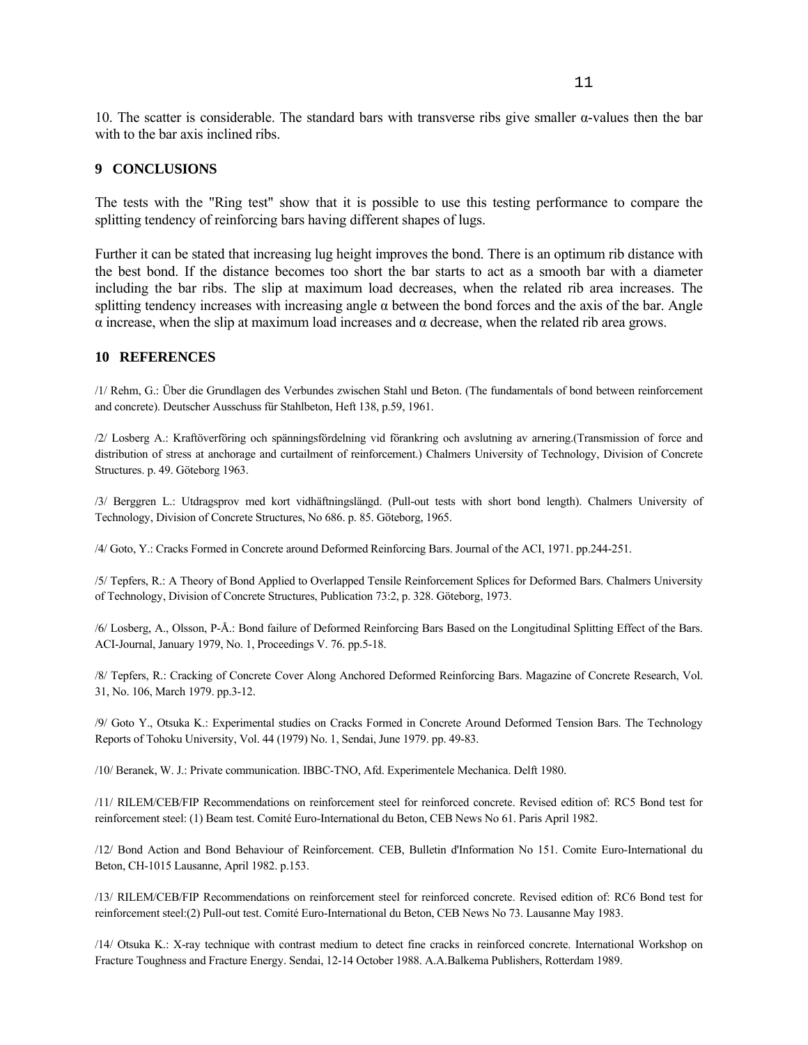10. The scatter is considerable. The standard bars with transverse ribs give smaller α-values then the bar with to the bar axis inclined ribs.

## 9 CONCLUSIONS

The tests with the "Ring test" show that it is possible to use this testing performance to compare the splitting tendency of reinforcing bars having different shapes of lugs.

Further it can be stated that increasing lug height improves the bond. There is an optimum rib distance with the best bond. If the distance becomes too short the bar starts to act as a smooth bar with a diameter including the bar ribs. The slip at maximum load decreases, when the related rib area increases. The splitting tendency increases with increasing angle α between the bond forces and the axis of the bar. Angle α increase, when the slip at maximum load increases and α decrease, when the related rib area grows.

## 10 REFERENCES

/1/ Rehm, G.: Über die Grundlagen des Verbundes zwischen Stahl und Beton. (The fundamentals of bond between reinforcement and concrete). Deutscher Ausschuss für Stahlbeton, Heft 138, p.59, 1961.

/2/ Losberg A.: Kraftöverföring och spänningsfördelning vid förankring och avslutning av arnering.(Transmission of force and distribution of stress at anchorage and curtailment of reinforcement.) Chalmers University of Technology, Division of Concrete Structures. p. 49. Göteborg 1963.

/3/ Berggren L.: Utdragsprov med kort vidhäftningslängd. (Pull-out tests with short bond length). Chalmers University of Technology, Division of Concrete Structures, No 686. p. 85. Göteborg, 1965.

/4/ Goto, Y.: Cracks Formed in Concrete around Deformed Reinforcing Bars. Journal of the ACI, 1971. pp.244-251.

/5/ Tepfers, R.: A Theory of Bond Applied to Overlapped Tensile Reinforcement Splices for Deformed Bars. Chalmers University of Technology, Division of Concrete Structures, Publication 73:2, p. 328. Göteborg, 1973.

/6/ Losberg, A., Olsson, P-Å.: Bond failure of Deformed Reinforcing Bars Based on the Longitudinal Splitting Effect of the Bars. ACI-Journal, January 1979, No. 1, Proceedings V. 76. pp.5-18.

/8/ Tepfers, R.: Cracking of Concrete Cover Along Anchored Deformed Reinforcing Bars. Magazine of Concrete Research, Vol. 31, No. 106, March 1979. pp.3-12.

/9/ Goto Y., Otsuka K.: Experimental studies on Cracks Formed in Concrete Around Deformed Tension Bars. The Technology Reports of Tohoku University, Vol. 44 (1979) No. 1, Sendai, June 1979. pp. 49-83.

/10/ Beranek, W. J.: Private communication. IBBC-TNO, Afd. Experimentele Mechanica. Delft 1980.

/11/ RILEM/CEB/FIP Recommendations on reinforcement steel for reinforced concrete. Revised edition of: RC5 Bond test for reinforcement steel: (1) Beam test. Comité Euro-International du Beton, CEB News No 61. Paris April 1982.

/12/ Bond Action and Bond Behaviour of Reinforcement. CEB, Bulletin d'Information No 151. Comite Euro-International du Beton, CH-1015 Lausanne, April 1982. p.153.

/13/ RILEM/CEB/FIP Recommendations on reinforcement steel for reinforced concrete. Revised edition of: RC6 Bond test for reinforcement steel:(2) Pull-out test. Comité Euro-International du Beton, CEB News No 73. Lausanne May 1983.

/14/ Otsuka K.: X-ray technique with contrast medium to detect fine cracks in reinforced concrete. International Workshop on Fracture Toughness and Fracture Energy. Sendai, 12-14 October 1988. A.A.Balkema Publishers, Rotterdam 1989.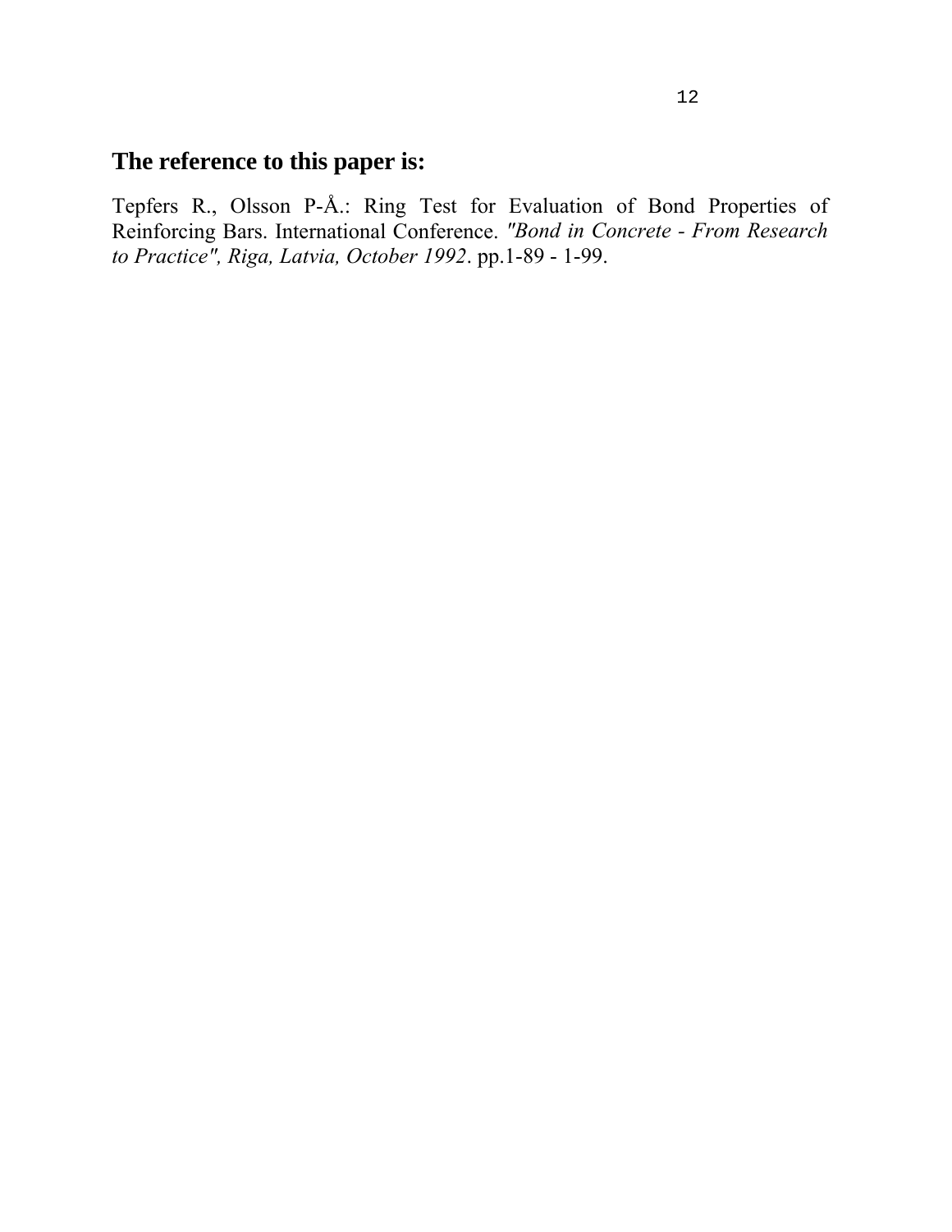## The reference to this paper is:

Tepfers R., Olsson P-Å.: Ring Test for Evaluation of Bond Properties of Reinforcing Bars. International Conference. *"Bond in Concrete - From Research to Practice", Riga, Latvia, October 1992*. pp.1-89 - 1-99.